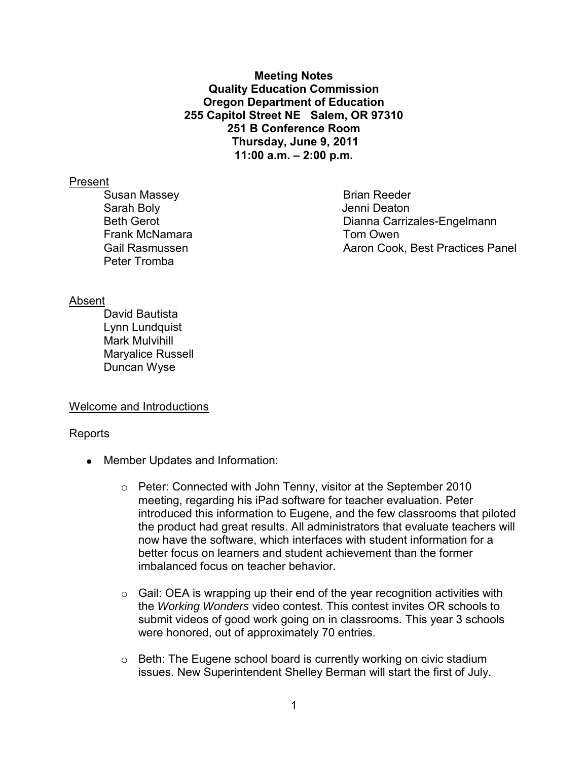**Meeting Notes**
**Quality Education Commission**
**Oregon Department of Education**
**255 Capitol Street NE Salem, OR 97310**
**251 B Conference Room**
**Thursday, June 9, 2011**
**11:00 a.m. – 2:00 p.m.**

Present

- Susan Massey
- Sarah Boly
- Beth Gerot
- Frank McNamara
- Gail Rasmussen
- Peter Tromba
- Brian Reeder
- Jenni Deaton
- Dianna Carrizales-Engelmann
- Tom Owen
- Aaron Cook, Best Practices Panel

Absent

- David Bautista
- Lynn Lundquist
- Mark Mulvihill
- Maryalice Russell
- Duncan Wyse

Welcome and Introductions

Reports

- Member Updates and Information:
  - Peter: Connected with John Tenny, visitor at the September 2010 meeting, regarding his iPad software for teacher evaluation. Peter introduced this information to Eugene, and the few classrooms that piloted the product had great results. All administrators that evaluate teachers will now have the software, which interfaces with student information for a better focus on learners and student achievement than the former imbalanced focus on teacher behavior.
  - Gail: OEA is wrapping up their end of the year recognition activities with the *Working Wonders* video contest. This contest invites OR schools to submit videos of good work going on in classrooms. This year 3 schools were honored, out of approximately 70 entries.
  - Beth: The Eugene school board is currently working on civic stadium issues. New Superintendent Shelley Berman will start the first of July.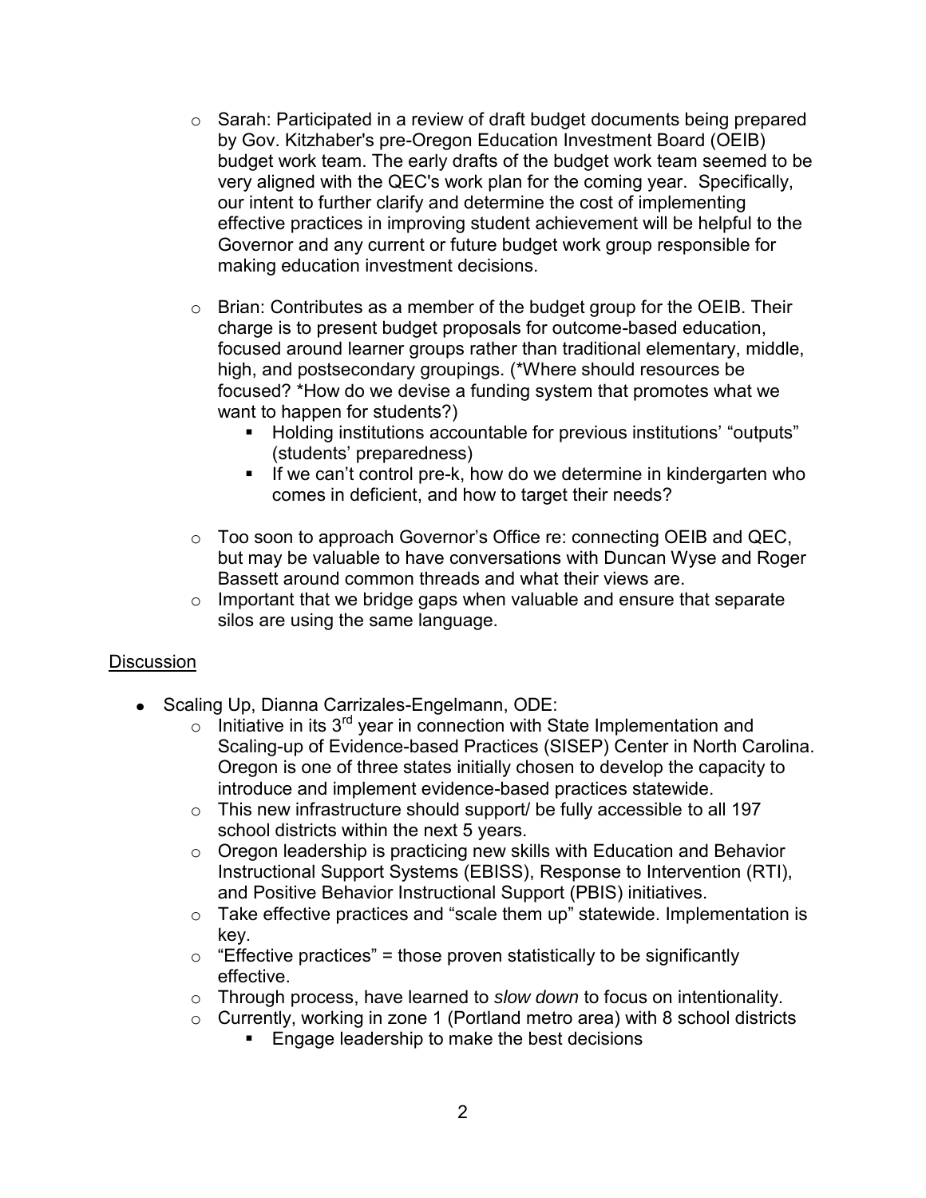- Sarah: Participated in a review of draft budget documents being prepared by Gov. Kitzhaber's pre-Oregon Education Investment Board (OEIB) budget work team. The early drafts of the budget work team seemed to be very aligned with the QEC's work plan for the coming year. Specifically, our intent to further clarify and determine the cost of implementing effective practices in improving student achievement will be helpful to the Governor and any current or future budget work group responsible for making education investment decisions.

- Brian: Contributes as a member of the budget group for the OEIB. Their charge is to present budget proposals for outcome-based education, focused around learner groups rather than traditional elementary, middle, high, and postsecondary groupings. (*Where should resources be focused? *How do we devise a funding system that promotes what we want to happen for students?)
  - Holding institutions accountable for previous institutions' "outputs" (students' preparedness)
  - If we can't control pre-k, how do we determine in kindergarten who comes in deficient, and how to target their needs?

- Too soon to approach Governor's Office re: connecting OEIB and QEC, but may be valuable to have conversations with Duncan Wyse and Roger Bassett around common threads and what their views are.
- Important that we bridge gaps when valuable and ensure that separate silos are using the same language.

<u>Discussion</u>

- Scaling Up, Dianna Carrizales-Engelmann, ODE:
  - Initiative in its 3rd year in connection with State Implementation and Scaling-up of Evidence-based Practices (SISEP) Center in North Carolina. Oregon is one of three states initially chosen to develop the capacity to introduce and implement evidence-based practices statewide.
  - This new infrastructure should support/ be fully accessible to all 197 school districts within the next 5 years.
  - Oregon leadership is practicing new skills with Education and Behavior Instructional Support Systems (EBISS), Response to Intervention (RTI), and Positive Behavior Instructional Support (PBIS) initiatives.
  - Take effective practices and "scale them up" statewide. Implementation is key.
  - "Effective practices" = those proven statistically to be significantly effective.
  - Through process, have learned to *slow down* to focus on intentionality.
  - Currently, working in zone 1 (Portland metro area) with 8 school districts
    - Engage leadership to make the best decisions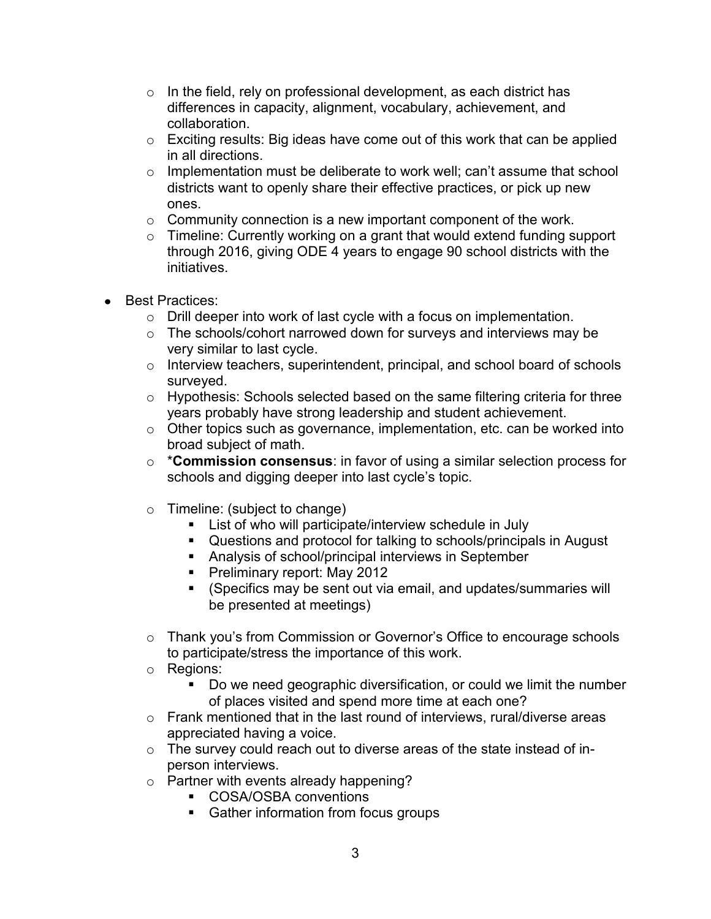- In the field, rely on professional development, as each district has differences in capacity, alignment, vocabulary, achievement, and collaboration.
  - Exciting results: Big ideas have come out of this work that can be applied in all directions.
  - Implementation must be deliberate to work well; can't assume that school districts want to openly share their effective practices, or pick up new ones.
  - Community connection is a new important component of the work.
  - Timeline: Currently working on a grant that would extend funding support through 2016, giving ODE 4 years to engage 90 school districts with the initiatives.

- Best Practices:
  - Drill deeper into work of last cycle with a focus on implementation.
  - The schools/cohort narrowed down for surveys and interviews may be very similar to last cycle.
  - Interview teachers, superintendent, principal, and school board of schools surveyed.
  - Hypothesis: Schools selected based on the same filtering criteria for three years probably have strong leadership and student achievement.
  - Other topics such as governance, implementation, etc. can be worked into broad subject of math.
  - ***Commission consensus**: in favor of using a similar selection process for schools and digging deeper into last cycle's topic.

  - Timeline: (subject to change)
    - List of who will participate/interview schedule in July
    - Questions and protocol for talking to schools/principals in August
    - Analysis of school/principal interviews in September
    - Preliminary report: May 2012
    - (Specifics may be sent out via email, and updates/summaries will be presented at meetings)

  - Thank you's from Commission or Governor's Office to encourage schools to participate/stress the importance of this work.
  - Regions:
    - Do we need geographic diversification, or could we limit the number of places visited and spend more time at each one?
  - Frank mentioned that in the last round of interviews, rural/diverse areas appreciated having a voice.
  - The survey could reach out to diverse areas of the state instead of in-person interviews.
  - Partner with events already happening?
    - COSA/OSBA conventions
    - Gather information from focus groups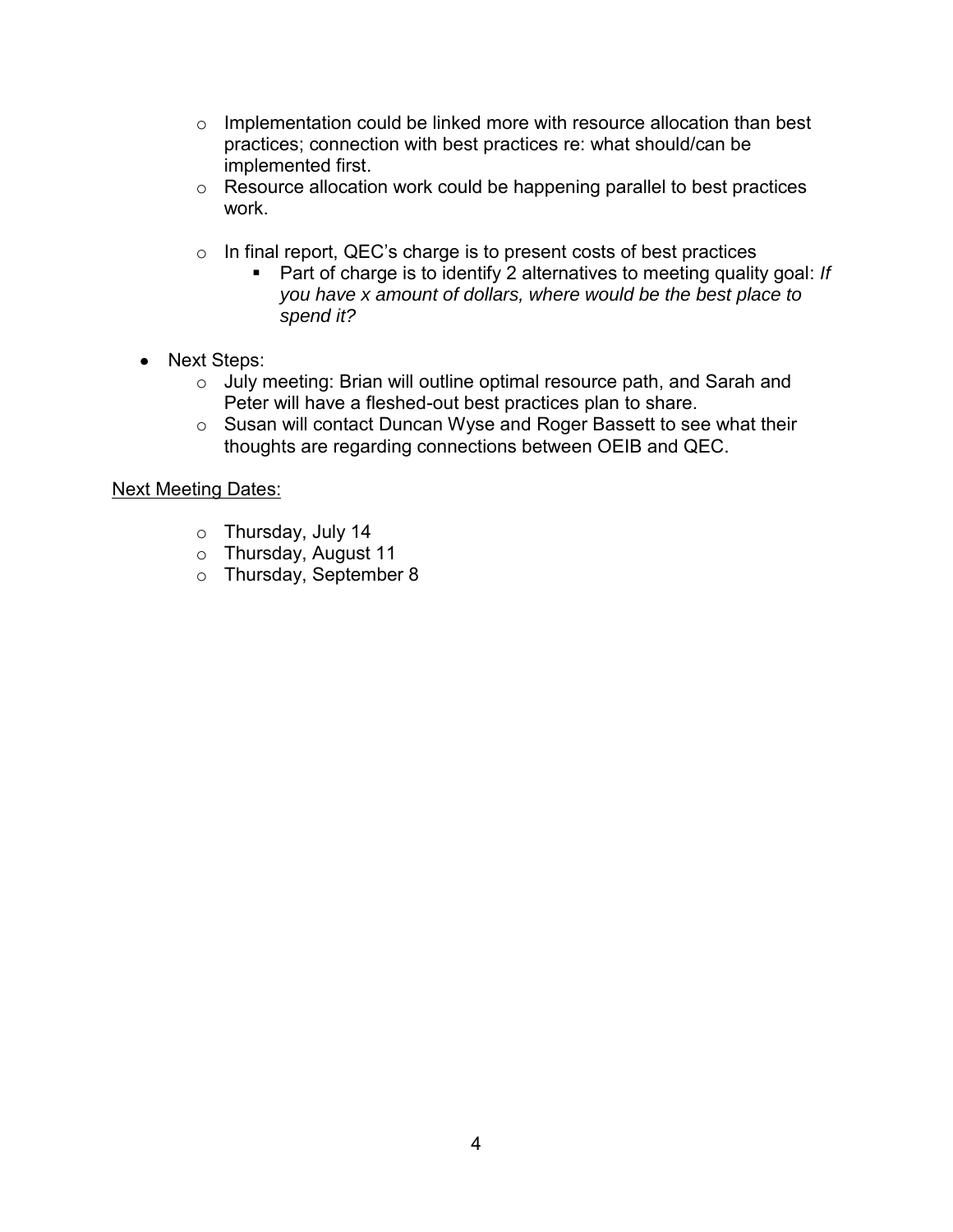- Implementation could be linked more with resource allocation than best practices; connection with best practices re: what should/can be implemented first.
- Resource allocation work could be happening parallel to best practices work.

- In final report, QEC's charge is to present costs of best practices
  - Part of charge is to identify 2 alternatives to meeting quality goal: *If you have x amount of dollars, where would be the best place to spend it?*

- Next Steps:
  - July meeting: Brian will outline optimal resource path, and Sarah and Peter will have a fleshed-out best practices plan to share.
  - Susan will contact Duncan Wyse and Roger Bassett to see what their thoughts are regarding connections between OEIB and QEC.

<u>Next Meeting Dates:</u>

- Thursday, July 14
- Thursday, August 11
- Thursday, September 8